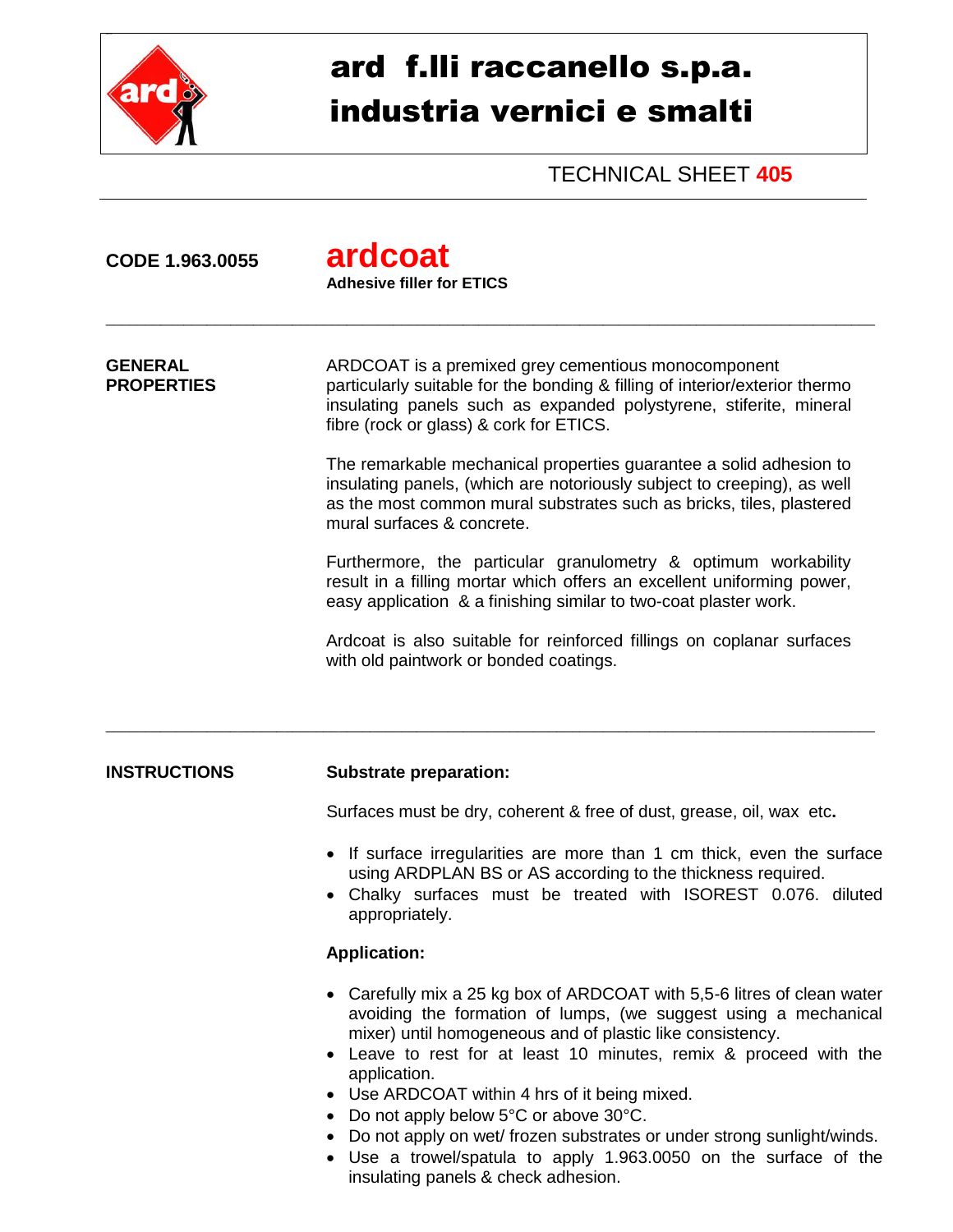# ard f.lli raccanello s.p.a.
# industria vernici e smalti

TECHNICAL SHEET **405**

**CODE 1.963.0055**

## ardcoat

**Adhesive filler for ETICS**

---

**GENERAL PROPERTIES**

ARDCOAT is a premixed grey cementious monocomponent particularly suitable for the bonding & filling of interior/exterior thermo insulating panels such as expanded polystyrene, stiferite, mineral fibre (rock or glass) & cork for ETICS.

The remarkable mechanical properties guarantee a solid adhesion to insulating panels, (which are notoriously subject to creeping), as well as the most common mural substrates such as bricks, tiles, plastered mural surfaces & concrete.

Furthermore, the particular granulometry & optimum workability result in a filling mortar which offers an excellent uniforming power, easy application & a finishing similar to two-coat plaster work.

Ardcoat is also suitable for reinforced fillings on coplanar surfaces with old paintwork or bonded coatings.

---

**INSTRUCTIONS**

**Substrate preparation:**

Surfaces must be dry, coherent & free of dust, grease, oil, wax etc**.**

- If surface irregularities are more than 1 cm thick, even the surface using ARDPLAN BS or AS according to the thickness required.
- Chalky surfaces must be treated with ISOREST 0.076. diluted appropriately.

**Application:**

- Carefully mix a 25 kg box of ARDCOAT with 5,5-6 litres of clean water avoiding the formation of lumps, (we suggest using a mechanical mixer) until homogeneous and of plastic like consistency.
- Leave to rest for at least 10 minutes, remix & proceed with the application.
- Use ARDCOAT within 4 hrs of it being mixed.
- Do not apply below 5°C or above 30°C.
- Do not apply on wet/ frozen substrates or under strong sunlight/winds.
- Use a trowel/spatula to apply 1.963.0050 on the surface of the insulating panels & check adhesion.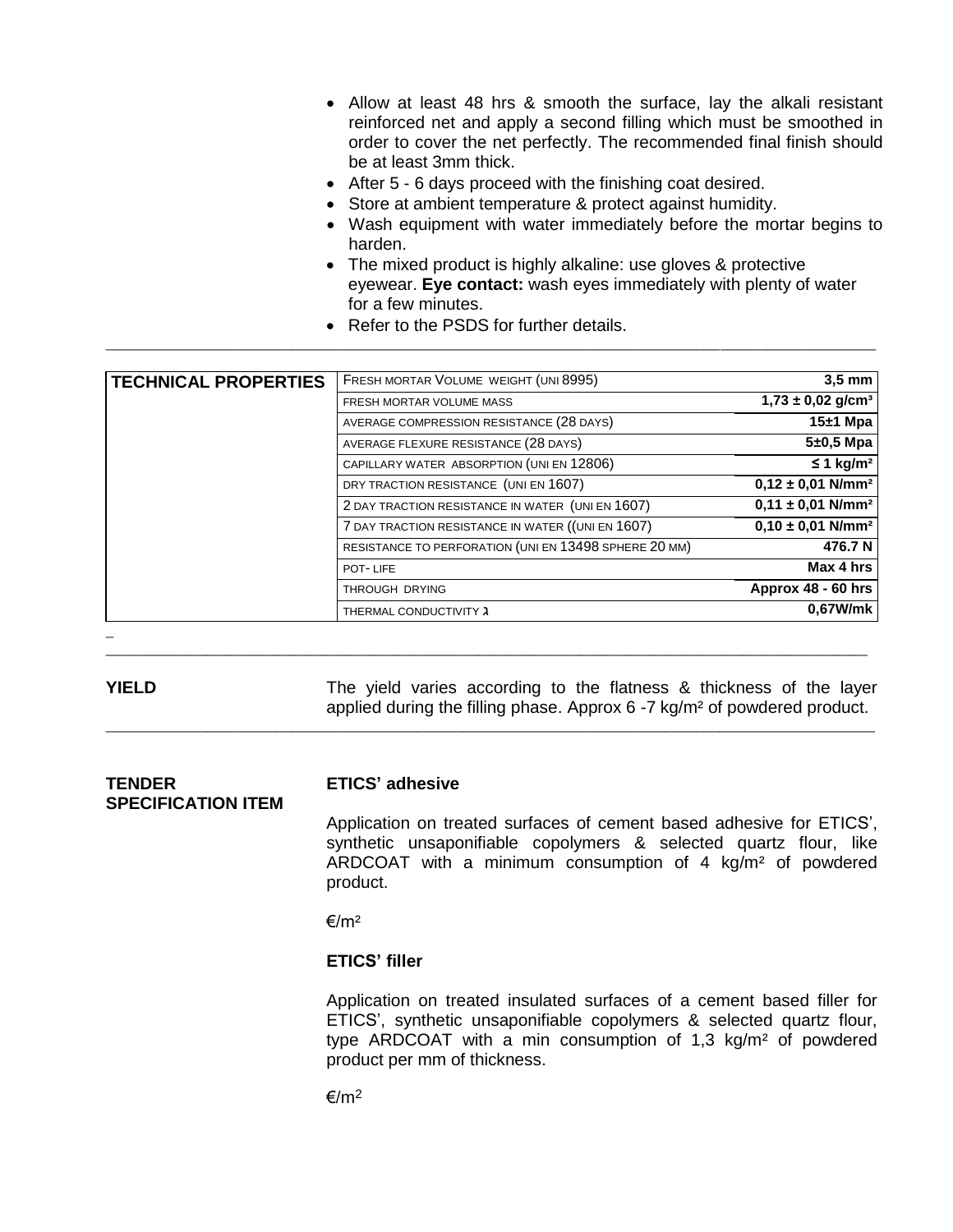- Allow at least 48 hrs & smooth the surface, lay the alkali resistant reinforced net and apply a second filling which must be smoothed in order to cover the net perfectly. The recommended final finish should be at least 3mm thick.
- After 5 - 6 days proceed with the finishing coat desired.
- Store at ambient temperature & protect against humidity.
- Wash equipment with water immediately before the mortar begins to harden.
- The mixed product is highly alkaline: use gloves & protective eyewear. **Eye contact:** wash eyes immediately with plenty of water for a few minutes.
- Refer to the PSDS for further details.

| TECHNICAL PROPERTIES | | |
|---|---|---|
| | FRESH MORTAR VOLUME WEIGHT (UNI 8995) | **3,5 mm** |
| | FRESH MORTAR VOLUME MASS | **1,73 ± 0,02 g/cm³** |
| | AVERAGE COMPRESSION RESISTANCE (28 DAYS) | **15±1 Mpa** |
| | AVERAGE FLEXURE RESISTANCE (28 DAYS) | **5±0,5 Mpa** |
| | CAPILLARY WATER ABSORPTION (UNI EN 12806) | **≤ 1 kg/m²** |
| | DRY TRACTION RESISTANCE (UNI EN 1607) | **0,12 ± 0,01 N/mm²** |
| | 2 DAY TRACTION RESISTANCE IN WATER (UNI EN 1607) | **0,11 ± 0,01 N/mm²** |
| | 7 DAY TRACTION RESISTANCE IN WATER ((UNI EN 1607) | **0,10 ± 0,01 N/mm²** |
| | RESISTANCE TO PERFORATION (UNI EN 13498 SPHERE 20 MM) | **476.7 N** |
| | POT- LIFE | **Max 4 hrs** |
| | THROUGH DRYING | **Approx 48 - 60 hrs** |
| | THERMAL CONDUCTIVITY λ | **0,67W/mk** |

**YIELD**

The yield varies according to the flatness & thickness of the layer applied during the filling phase. Approx 6 -7 kg/m² of powdered product.

**TENDER SPECIFICATION ITEM**

**ETICS' adhesive**

Application on treated surfaces of cement based adhesive for ETICS', synthetic unsaponifiable copolymers & selected quartz flour, like ARDCOAT with a minimum consumption of 4 kg/m² of powdered product.

€/m²

**ETICS' filler**

Application on treated insulated surfaces of a cement based filler for ETICS', synthetic unsaponifiable copolymers & selected quartz flour, type ARDCOAT with a min consumption of 1,3 kg/m² of powdered product per mm of thickness.

€/m²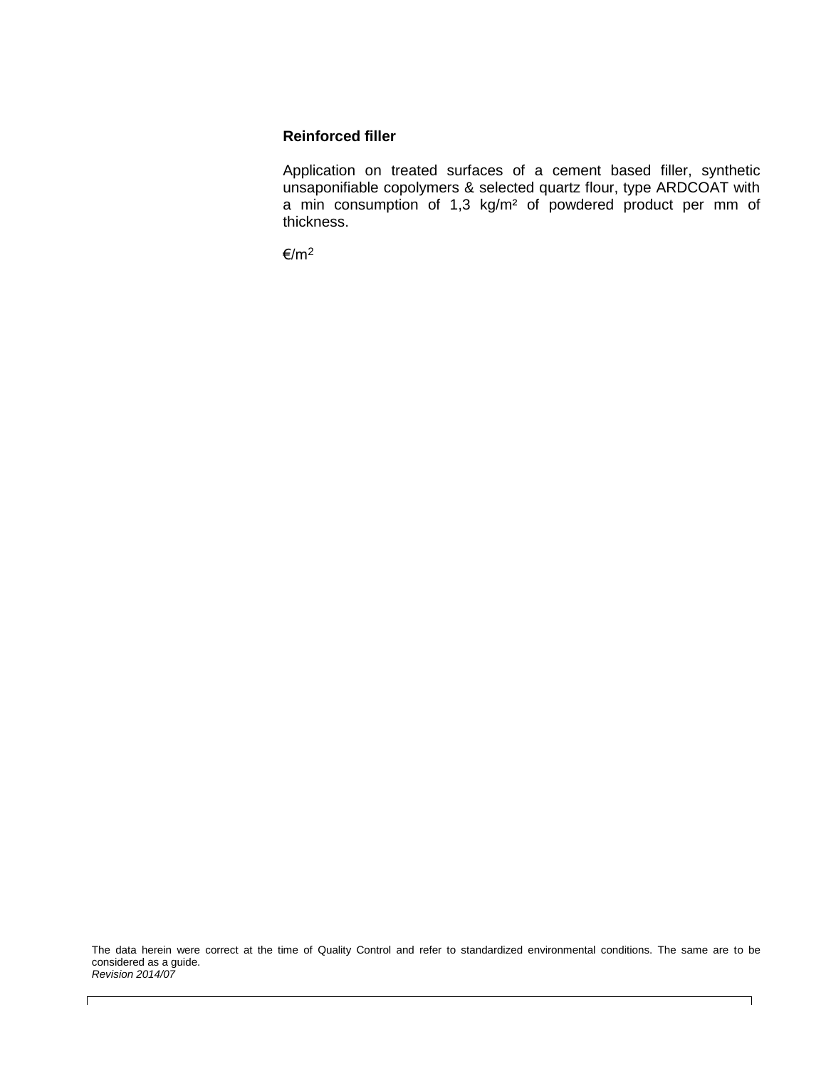**Reinforced filler**

Application on treated surfaces of a cement based filler, synthetic unsaponifiable copolymers & selected quartz flour, type ARDCOAT with a min consumption of 1,3 kg/m² of powdered product per mm of thickness.

€/m²

The data herein were correct at the time of Quality Control and refer to standardized environmental conditions. The same are to be considered as a guide.
*Revision 2014/07*